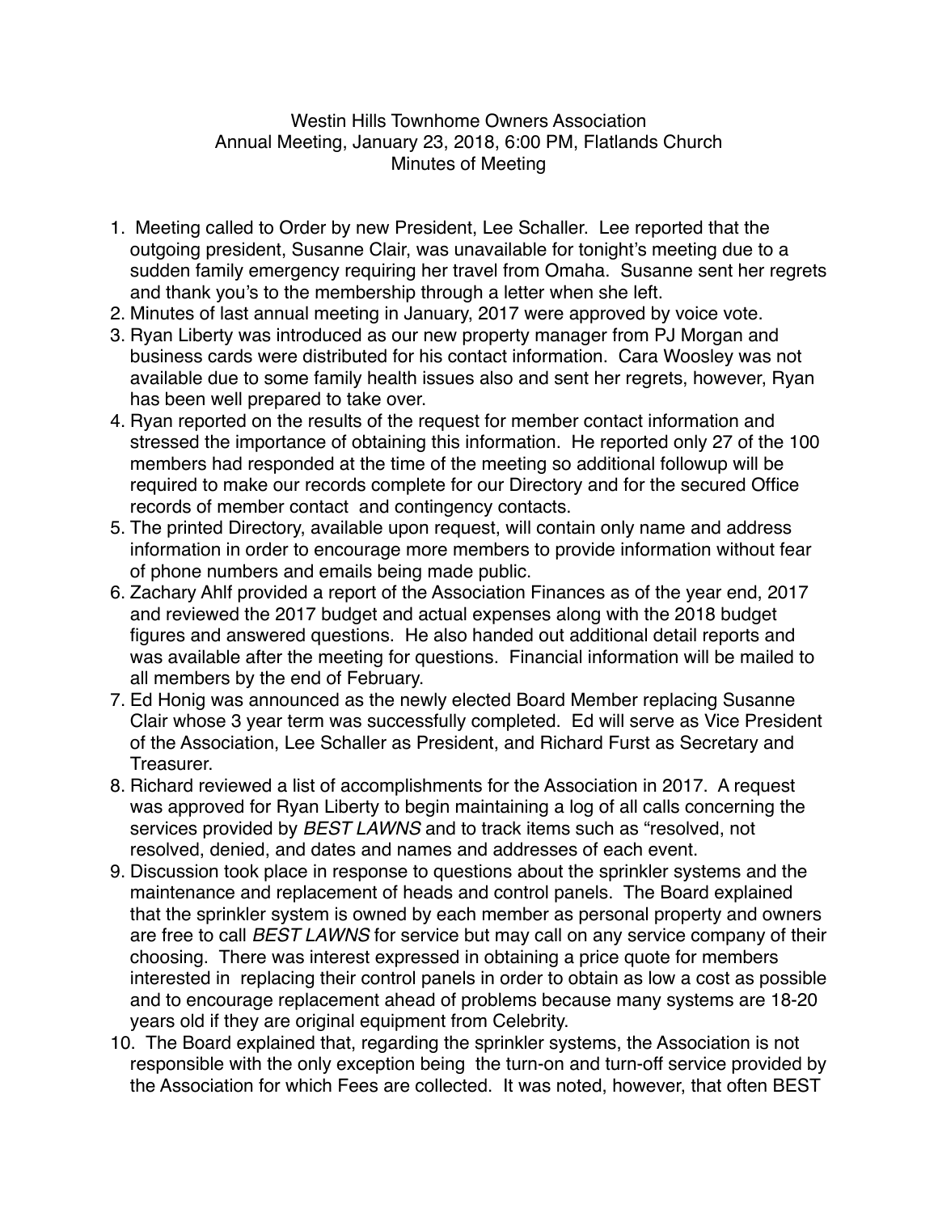Westin Hills Townhome Owners Association
Annual Meeting, January 23, 2018, 6:00 PM, Flatlands Church
Minutes of Meeting

1. Meeting called to Order by new President, Lee Schaller. Lee reported that the outgoing president, Susanne Clair, was unavailable for tonight's meeting due to a sudden family emergency requiring her travel from Omaha. Susanne sent her regrets and thank you's to the membership through a letter when she left.
2. Minutes of last annual meeting in January, 2017 were approved by voice vote.
3. Ryan Liberty was introduced as our new property manager from PJ Morgan and business cards were distributed for his contact information. Cara Woosley was not available due to some family health issues also and sent her regrets, however, Ryan has been well prepared to take over.
4. Ryan reported on the results of the request for member contact information and stressed the importance of obtaining this information. He reported only 27 of the 100 members had responded at the time of the meeting so additional followup will be required to make our records complete for our Directory and for the secured Office records of member contact and contingency contacts.
5. The printed Directory, available upon request, will contain only name and address information in order to encourage more members to provide information without fear of phone numbers and emails being made public.
6. Zachary Ahlf provided a report of the Association Finances as of the year end, 2017 and reviewed the 2017 budget and actual expenses along with the 2018 budget figures and answered questions. He also handed out additional detail reports and was available after the meeting for questions. Financial information will be mailed to all members by the end of February.
7. Ed Honig was announced as the newly elected Board Member replacing Susanne Clair whose 3 year term was successfully completed. Ed will serve as Vice President of the Association, Lee Schaller as President, and Richard Furst as Secretary and Treasurer.
8. Richard reviewed a list of accomplishments for the Association in 2017. A request was approved for Ryan Liberty to begin maintaining a log of all calls concerning the services provided by *BEST LAWNS* and to track items such as "resolved, not resolved, denied, and dates and names and addresses of each event.
9. Discussion took place in response to questions about the sprinkler systems and the maintenance and replacement of heads and control panels. The Board explained that the sprinkler system is owned by each member as personal property and owners are free to call *BEST LAWNS* for service but may call on any service company of their choosing. There was interest expressed in obtaining a price quote for members interested in replacing their control panels in order to obtain as low a cost as possible and to encourage replacement ahead of problems because many systems are 18-20 years old if they are original equipment from Celebrity.
10. The Board explained that, regarding the sprinkler systems, the Association is not responsible with the only exception being the turn-on and turn-off service provided by the Association for which Fees are collected. It was noted, however, that often BEST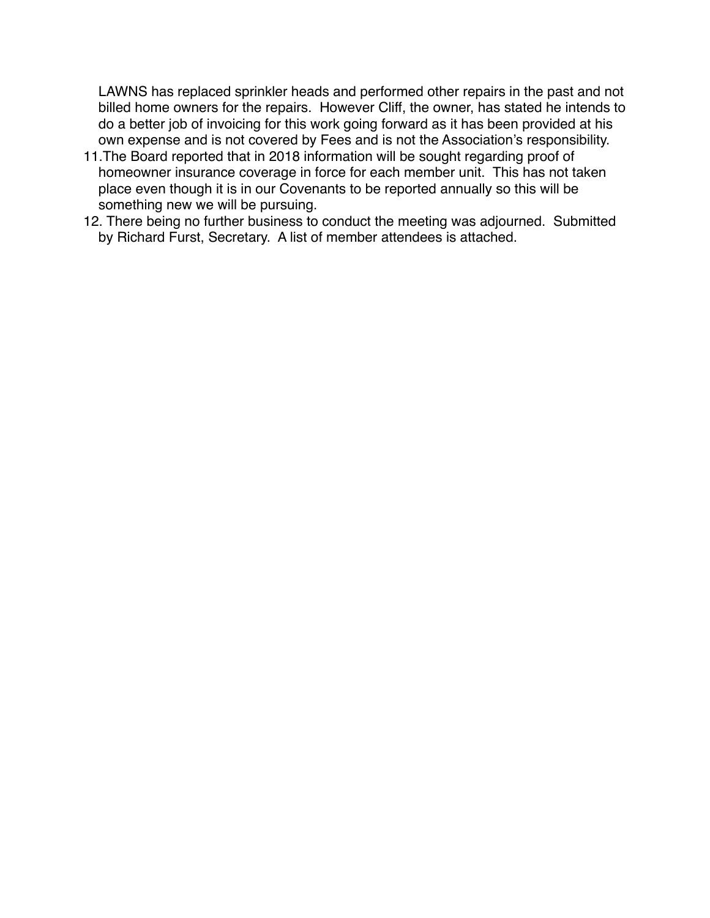LAWNS has replaced sprinkler heads and performed other repairs in the past and not billed home owners for the repairs. However Cliff, the owner, has stated he intends to do a better job of invoicing for this work going forward as it has been provided at his own expense and is not covered by Fees and is not the Association's responsibility.

11. The Board reported that in 2018 information will be sought regarding proof of homeowner insurance coverage in force for each member unit. This has not taken place even though it is in our Covenants to be reported annually so this will be something new we will be pursuing.
12. There being no further business to conduct the meeting was adjourned. Submitted by Richard Furst, Secretary. A list of member attendees is attached.